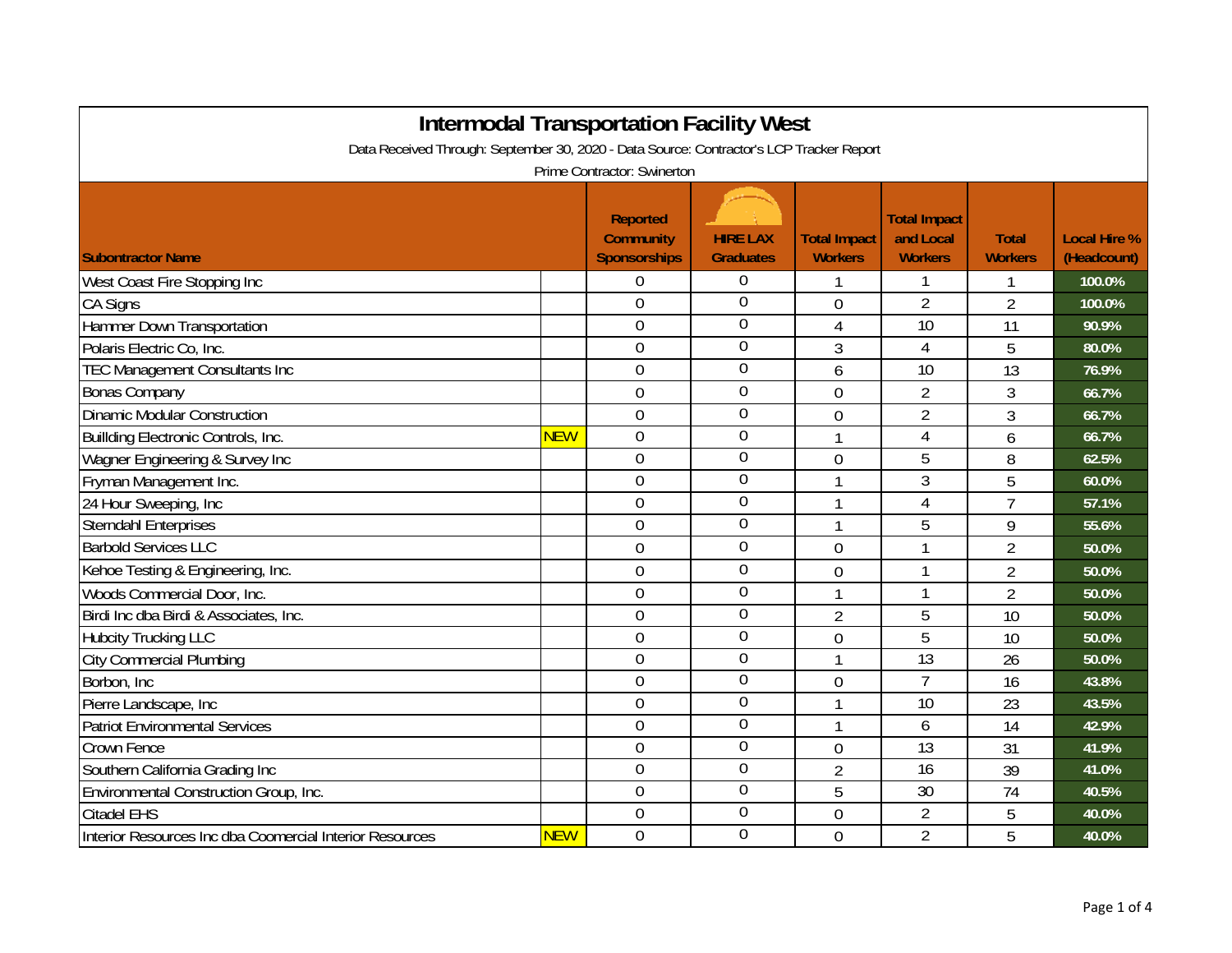# Intermodal Transportation Facility West

Data Received Through: September 30, 2020 - Data Source: Contractor's LCP Tracker Report

Prime Contractor: Swinerton

| Subontractor Name | | Reported Community Sponsorships | HIRE LAX Graduates | Total Impact Workers | Total Impact and Local Workers | Total Workers | Local Hire % (Headcount) |
|---|---|---|---|---|---|---|---|
| West Coast Fire Stopping Inc | | 0 | 0 | 1 | 1 | 1 | 100.0% |
| CA Signs | | 0 | 0 | 0 | 2 | 2 | 100.0% |
| Hammer Down Transportation | | 0 | 0 | 4 | 10 | 11 | 90.9% |
| Polaris Electric Co, Inc. | | 0 | 0 | 3 | 4 | 5 | 80.0% |
| TEC Management Consultants Inc | | 0 | 0 | 6 | 10 | 13 | 76.9% |
| Bonas Company | | 0 | 0 | 0 | 2 | 3 | 66.7% |
| Dinamic Modular Construction | | 0 | 0 | 0 | 2 | 3 | 66.7% |
| Buillding Electronic Controls, Inc. | NEW | 0 | 0 | 1 | 4 | 6 | 66.7% |
| Wagner Engineering & Survey Inc | | 0 | 0 | 0 | 5 | 8 | 62.5% |
| Fryman Management Inc. | | 0 | 0 | 1 | 3 | 5 | 60.0% |
| 24 Hour Sweeping, Inc | | 0 | 0 | 1 | 4 | 7 | 57.1% |
| Sterndahl Enterprises | | 0 | 0 | 1 | 5 | 9 | 55.6% |
| Barbold Services LLC | | 0 | 0 | 0 | 1 | 2 | 50.0% |
| Kehoe Testing & Engineering, Inc. | | 0 | 0 | 0 | 1 | 2 | 50.0% |
| Woods Commercial Door, Inc. | | 0 | 0 | 1 | 1 | 2 | 50.0% |
| Birdi Inc dba Birdi & Associates, Inc. | | 0 | 0 | 2 | 5 | 10 | 50.0% |
| Hubcity Trucking LLC | | 0 | 0 | 0 | 5 | 10 | 50.0% |
| City Commercial Plumbing | | 0 | 0 | 1 | 13 | 26 | 50.0% |
| Borbon, Inc | | 0 | 0 | 0 | 7 | 16 | 43.8% |
| Pierre Landscape, Inc | | 0 | 0 | 1 | 10 | 23 | 43.5% |
| Patriot Environmental Services | | 0 | 0 | 1 | 6 | 14 | 42.9% |
| Crown Fence | | 0 | 0 | 0 | 13 | 31 | 41.9% |
| Southern California Grading Inc | | 0 | 0 | 2 | 16 | 39 | 41.0% |
| Environmental Construction Group, Inc. | | 0 | 0 | 5 | 30 | 74 | 40.5% |
| Citadel EHS | | 0 | 0 | 0 | 2 | 5 | 40.0% |
| Interior Resources Inc dba Coomercial Interior Resources | NEW | 0 | 0 | 0 | 2 | 5 | 40.0% |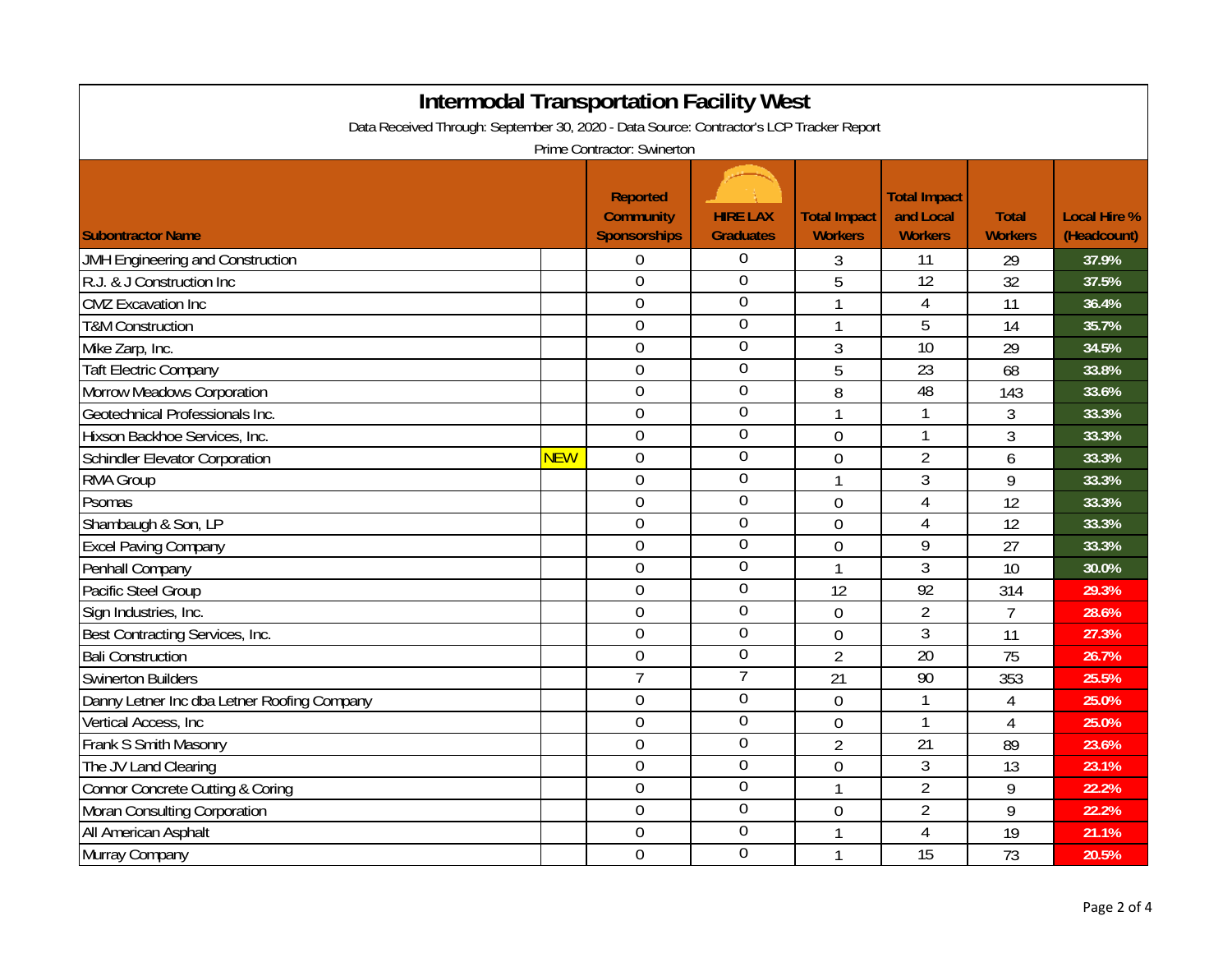# Intermodal Transportation Facility West

Data Received Through: September 30, 2020 - Data Source: Contractor's LCP Tracker Report

Prime Contractor: Swinerton

| Subontractor Name | | Reported Community Sponsorships | HIRE LAX Graduates | Total Impact Workers | Total Impact and Local Workers | Total Workers | Local Hire % (Headcount) |
|---|---|---|---|---|---|---|---|
| JMH Engineering and Construction | | 0 | 0 | 3 | 11 | 29 | 37.9% |
| R.J. & J Construction Inc | | 0 | 0 | 5 | 12 | 32 | 37.5% |
| CMZ Excavation Inc | | 0 | 0 | 1 | 4 | 11 | 36.4% |
| T&M Construction | | 0 | 0 | 1 | 5 | 14 | 35.7% |
| Mike Zarp, Inc. | | 0 | 0 | 3 | 10 | 29 | 34.5% |
| Taft Electric Company | | 0 | 0 | 5 | 23 | 68 | 33.8% |
| Morrow Meadows Corporation | | 0 | 0 | 8 | 48 | 143 | 33.6% |
| Geotechnical Professionals Inc. | | 0 | 0 | 1 | 1 | 3 | 33.3% |
| Hixson Backhoe Services, Inc. | | 0 | 0 | 0 | 1 | 3 | 33.3% |
| Schindler Elevator Corporation | NEW | 0 | 0 | 0 | 2 | 6 | 33.3% |
| RMA Group | | 0 | 0 | 1 | 3 | 9 | 33.3% |
| Psomas | | 0 | 0 | 0 | 4 | 12 | 33.3% |
| Shambaugh & Son, LP | | 0 | 0 | 0 | 4 | 12 | 33.3% |
| Excel Paving Company | | 0 | 0 | 0 | 9 | 27 | 33.3% |
| Penhall Company | | 0 | 0 | 1 | 3 | 10 | 30.0% |
| Pacific Steel Group | | 0 | 0 | 12 | 92 | 314 | 29.3% |
| Sign Industries, Inc. | | 0 | 0 | 0 | 2 | 7 | 28.6% |
| Best Contracting Services, Inc. | | 0 | 0 | 0 | 3 | 11 | 27.3% |
| Bali Construction | | 0 | 0 | 2 | 20 | 75 | 26.7% |
| Swinerton Builders | | 7 | 7 | 21 | 90 | 353 | 25.5% |
| Danny Letner Inc dba Letner Roofing Company | | 0 | 0 | 0 | 1 | 4 | 25.0% |
| Vertical Access, Inc | | 0 | 0 | 0 | 1 | 4 | 25.0% |
| Frank S Smith Masonry | | 0 | 0 | 2 | 21 | 89 | 23.6% |
| The JV Land Clearing | | 0 | 0 | 0 | 3 | 13 | 23.1% |
| Connor Concrete Cutting & Coring | | 0 | 0 | 1 | 2 | 9 | 22.2% |
| Moran Consulting Corporation | | 0 | 0 | 0 | 2 | 9 | 22.2% |
| All American Asphalt | | 0 | 0 | 1 | 4 | 19 | 21.1% |
| Murray Company | | 0 | 0 | 1 | 15 | 73 | 20.5% |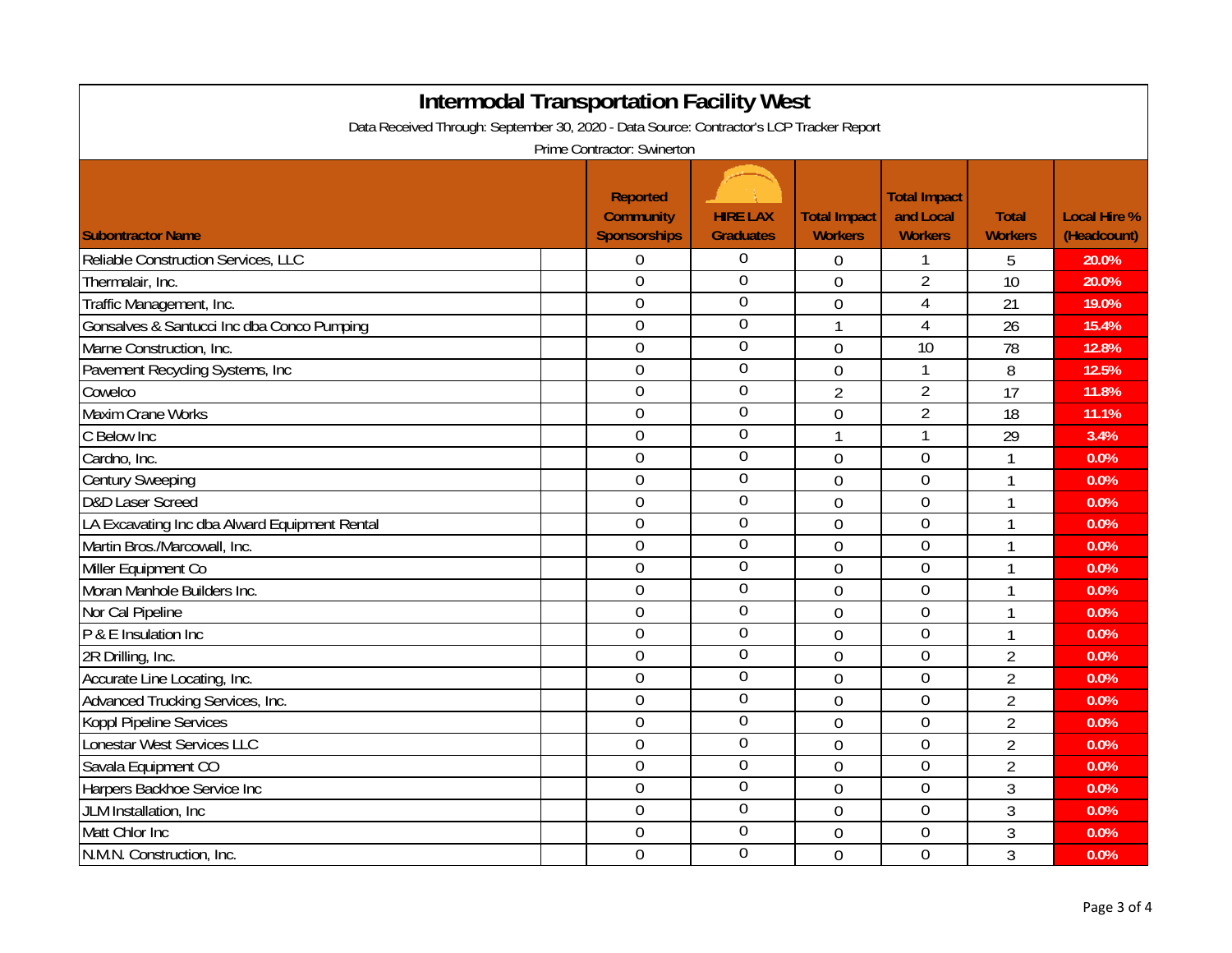# Intermodal Transportation Facility West

Data Received Through: September 30, 2020 - Data Source: Contractor's LCP Tracker Report

Prime Contractor: Swinerton

| Subontractor Name | Reported Community Sponsorships | HIRE LAX Graduates | Total Impact Workers | Total Impact and Local Workers | Total Workers | Local Hire % (Headcount) |
|---|---|---|---|---|---|---|
| Reliable Construction Services, LLC | 0 | 0 | 0 | 1 | 5 | 20.0% |
| Thermalair, Inc. | 0 | 0 | 0 | 2 | 10 | 20.0% |
| Traffic Management, Inc. | 0 | 0 | 0 | 4 | 21 | 19.0% |
| Gonsalves & Santucci Inc dba Conco Pumping | 0 | 0 | 1 | 4 | 26 | 15.4% |
| Marne Construction, Inc. | 0 | 0 | 0 | 10 | 78 | 12.8% |
| Pavement Recycling Systems, Inc | 0 | 0 | 0 | 1 | 8 | 12.5% |
| Cowelco | 0 | 0 | 2 | 2 | 17 | 11.8% |
| Maxim Crane Works | 0 | 0 | 0 | 2 | 18 | 11.1% |
| C Below Inc | 0 | 0 | 1 | 1 | 29 | 3.4% |
| Cardno, Inc. | 0 | 0 | 0 | 0 | 1 | 0.0% |
| Century Sweeping | 0 | 0 | 0 | 0 | 1 | 0.0% |
| D&D Laser Screed | 0 | 0 | 0 | 0 | 1 | 0.0% |
| LA Excavating Inc dba Alward Equipment Rental | 0 | 0 | 0 | 0 | 1 | 0.0% |
| Martin Bros./Marcowall, Inc. | 0 | 0 | 0 | 0 | 1 | 0.0% |
| Miller Equipment Co | 0 | 0 | 0 | 0 | 1 | 0.0% |
| Moran Manhole Builders Inc. | 0 | 0 | 0 | 0 | 1 | 0.0% |
| Nor Cal Pipeline | 0 | 0 | 0 | 0 | 1 | 0.0% |
| P & E Insulation Inc | 0 | 0 | 0 | 0 | 1 | 0.0% |
| 2R Drilling, Inc. | 0 | 0 | 0 | 0 | 2 | 0.0% |
| Accurate Line Locating, Inc. | 0 | 0 | 0 | 0 | 2 | 0.0% |
| Advanced Trucking Services, Inc. | 0 | 0 | 0 | 0 | 2 | 0.0% |
| Koppl Pipeline Services | 0 | 0 | 0 | 0 | 2 | 0.0% |
| Lonestar West Services LLC | 0 | 0 | 0 | 0 | 2 | 0.0% |
| Savala Equipment CO | 0 | 0 | 0 | 0 | 2 | 0.0% |
| Harpers Backhoe Service Inc | 0 | 0 | 0 | 0 | 3 | 0.0% |
| JLM Installation, Inc | 0 | 0 | 0 | 0 | 3 | 0.0% |
| Matt Chlor Inc | 0 | 0 | 0 | 0 | 3 | 0.0% |
| N.M.N. Construction, Inc. | 0 | 0 | 0 | 0 | 3 | 0.0% |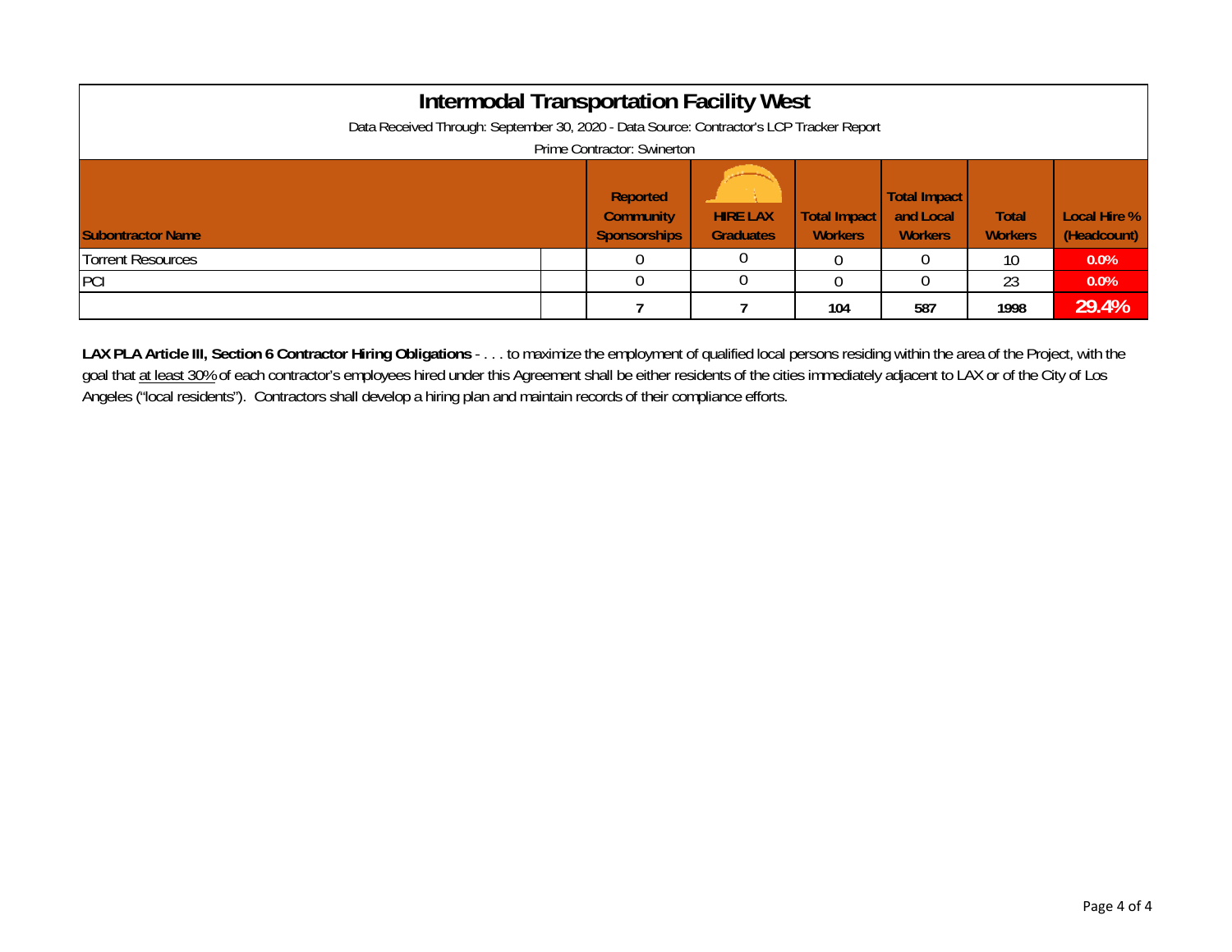# Intermodal Transportation Facility West

Data Received Through: September 30, 2020 - Data Source: Contractor's LCP Tracker Report

Prime Contractor: Swinerton

| Subcontractor Name | | Reported Community Sponsorships | HIRE LAX Graduates | Total Impact Workers | Total Impact and Local Workers | Total Workers | Local Hire % (Headcount) |
|---|---|---|---|---|---|---|---|
| Torrent Resources | | 0 | 0 | 0 | 0 | 10 | 0.0% |
| PCI | | 0 | 0 | 0 | 0 | 23 | 0.0% |
| | | **7** | **7** | **104** | **587** | **1998** | **29.4%** |

**LAX PLA Article III, Section 6 Contractor Hiring Obligations** - . . . to maximize the employment of qualified local persons residing within the area of the Project, with the goal that at least 30% of each contractor's employees hired under this Agreement shall be either residents of the cities immediately adjacent to LAX or of the City of Los Angeles ("local residents"). Contractors shall develop a hiring plan and maintain records of their compliance efforts.